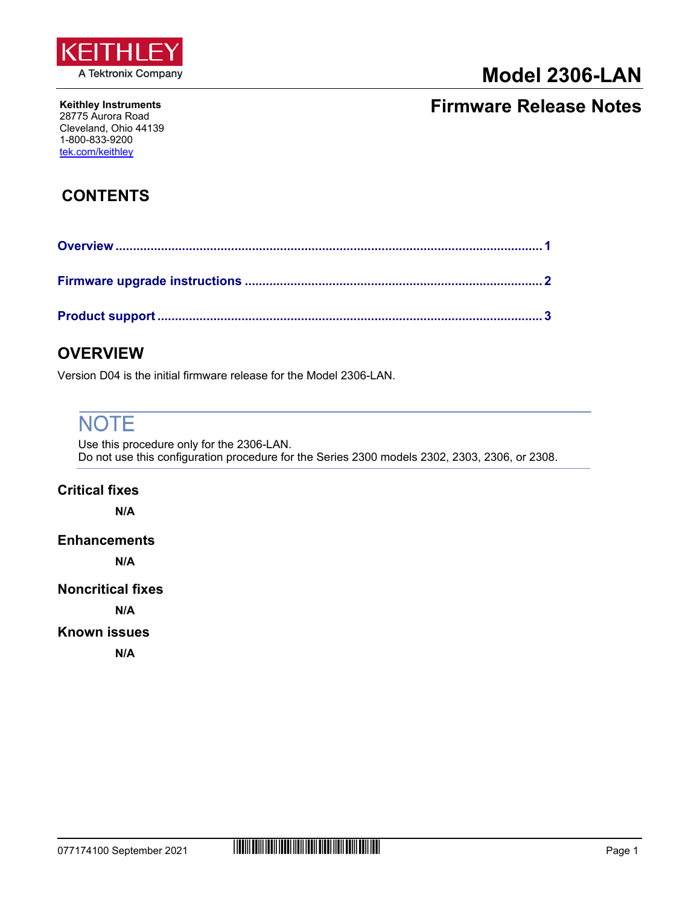KEITHLEY
A Tektronix Company

# Model 2306-LAN

## Firmware Release Notes

**Keithley Instruments**
28775 Aurora Road
Cleveland, Ohio 44139
1-800-833-9200
tek.com/keithley

## CONTENTS

**Overview ........................................................................................................ 1**

**Firmware upgrade instructions ..................................................................... 2**

**Product support ............................................................................................ 3**

## OVERVIEW

Version D04 is the initial firmware release for the Model 2306-LAN.

> **NOTE**
> Use this procedure only for the 2306-LAN.
> Do not use this configuration procedure for the Series 2300 models 2302, 2303, 2306, or 2308.

### Critical fixes

**N/A**

### Enhancements

**N/A**

### Noncritical fixes

**N/A**

### Known issues

**N/A**

077174100 September 2021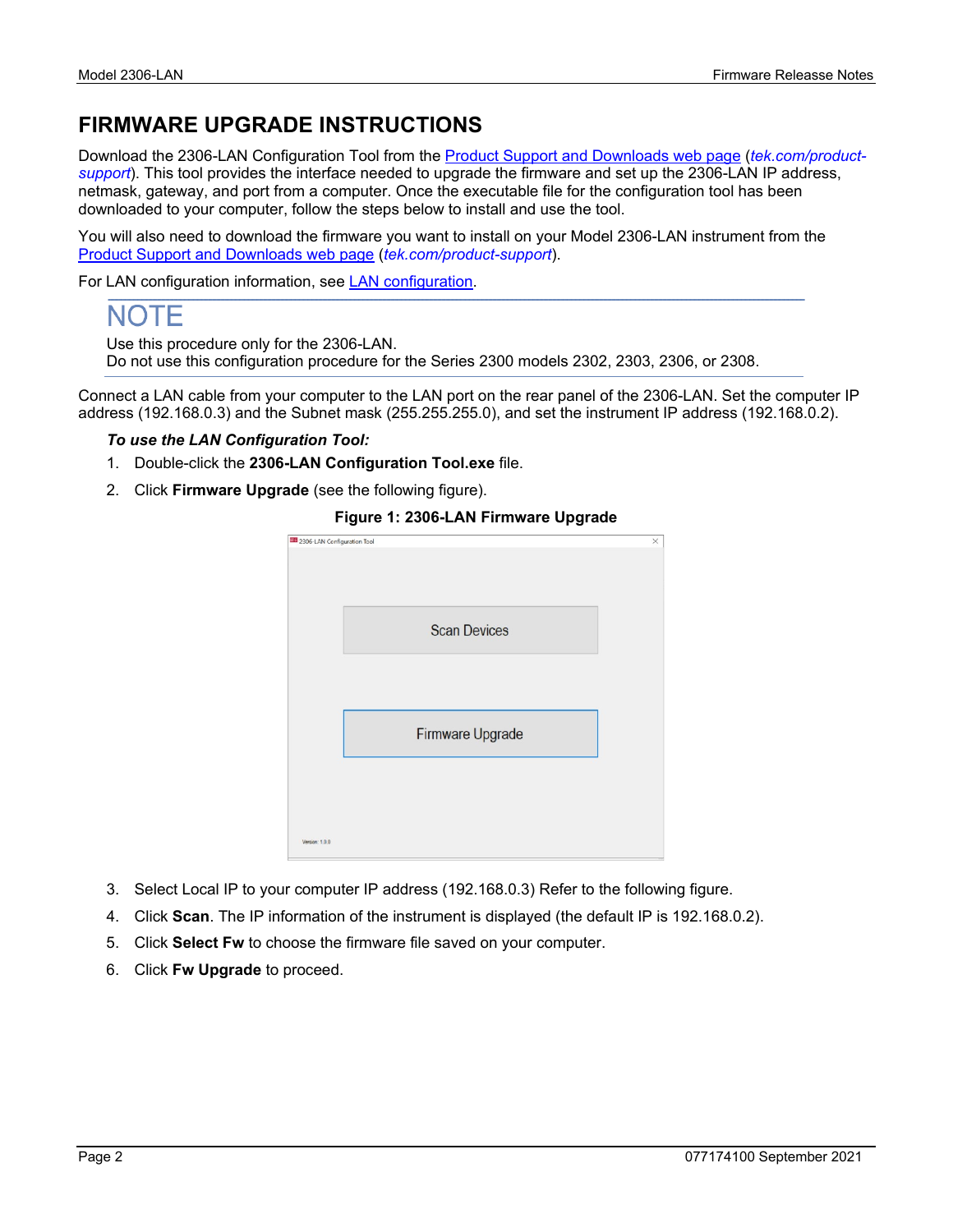# FIRMWARE UPGRADE INSTRUCTIONS

Download the 2306-LAN Configuration Tool from the [Product Support and Downloads web page](tek.com/product-support) (*tek.com/product-support*). This tool provides the interface needed to upgrade the firmware and set up the 2306-LAN IP address, netmask, gateway, and port from a computer. Once the executable file for the configuration tool has been downloaded to your computer, follow the steps below to install and use the tool.

You will also need to download the firmware you want to install on your Model 2306-LAN instrument from the [Product Support and Downloads web page](tek.com/product-support) (*tek.com/product-support*).

For LAN configuration information, see LAN configuration.

## NOTE

Use this procedure only for the 2306-LAN.
Do not use this configuration procedure for the Series 2300 models 2302, 2303, 2306, or 2308.

Connect a LAN cable from your computer to the LAN port on the rear panel of the 2306-LAN. Set the computer IP address (192.168.0.3) and the Subnet mask (255.255.255.0), and set the instrument IP address (192.168.0.2).

***To use the LAN Configuration Tool:***

1. Double-click the **2306-LAN Configuration Tool.exe** file.
2. Click **Firmware Upgrade** (see the following figure).

**Figure 1: 2306-LAN Firmware Upgrade**

3. Select Local IP to your computer IP address (192.168.0.3) Refer to the following figure.
4. Click **Scan**. The IP information of the instrument is displayed (the default IP is 192.168.0.2).
5. Click **Select Fw** to choose the firmware file saved on your computer.
6. Click **Fw Upgrade** to proceed.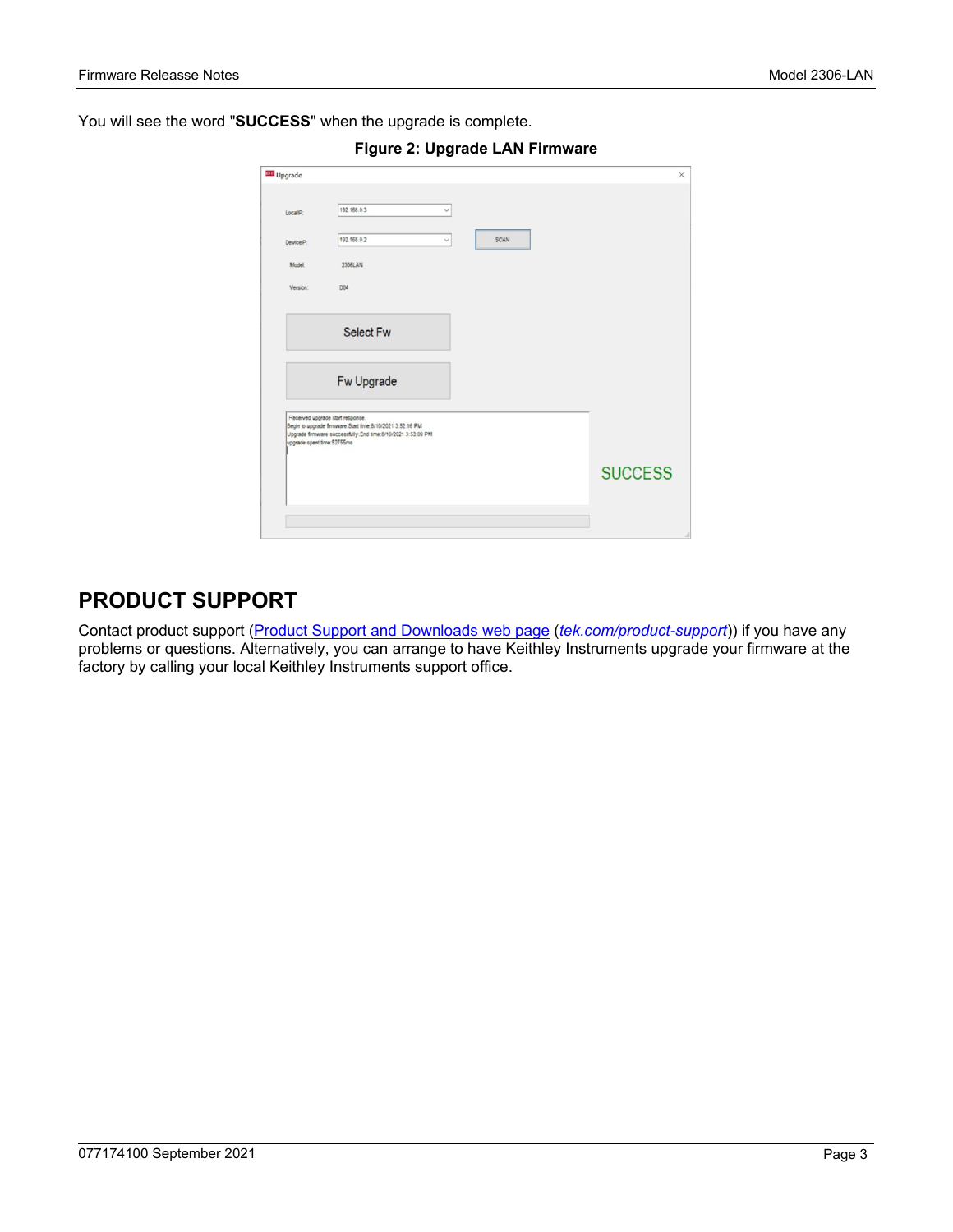You will see the word "**SUCCESS**" when the upgrade is complete.

**Figure 2: Upgrade LAN Firmware**

## PRODUCT SUPPORT

Contact product support (Product Support and Downloads web page (*tek.com/product-support*)) if you have any problems or questions. Alternatively, you can arrange to have Keithley Instruments upgrade your firmware at the factory by calling your local Keithley Instruments support office.